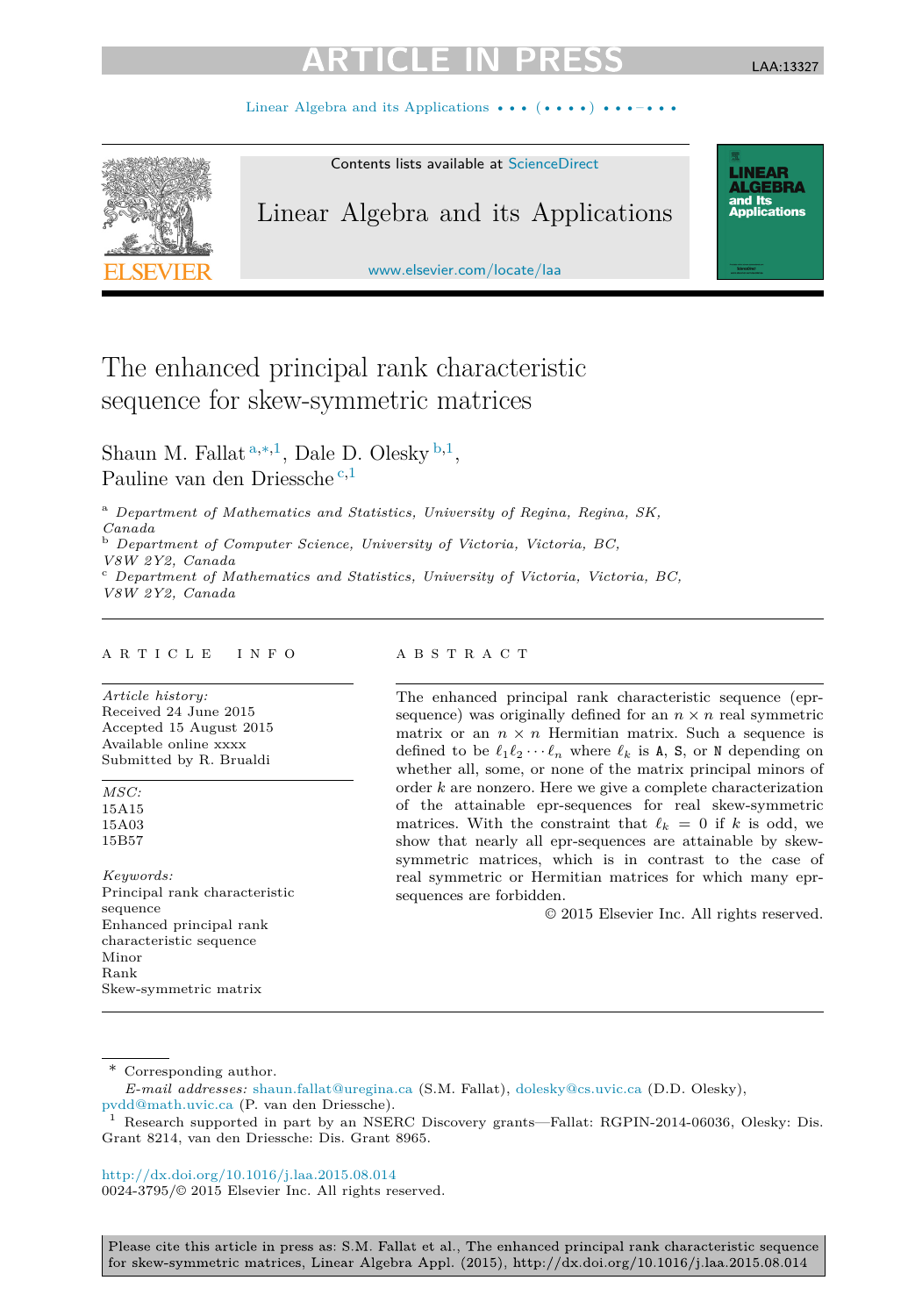# The enhanced principal rank characteristic sequence for skew-symmetric matrices

Shaun M. Fallat [a,*,1], Dale D. Olesky [b,1], Pauline van den Driessche [c,1]

[a] *Department of Mathematics and Statistics, University of Regina, Regina, SK, Canada*

[b] *Department of Computer Science, University of Victoria, Victoria, BC, V8W 2Y2, Canada*

[c] *Department of Mathematics and Statistics, University of Victoria, Victoria, BC, V8W 2Y2, Canada*

---

**ARTICLE INFO**

*Article history:*
Received 24 June 2015
Accepted 15 August 2015
Available online xxxx
Submitted by R. Brualdi

*MSC:*
15A15
15A03
15B57

*Keywords:*
Principal rank characteristic sequence
Enhanced principal rank characteristic sequence
Minor
Rank
Skew-symmetric matrix

**ABSTRACT**

The enhanced principal rank characteristic sequence (epr-sequence) was originally defined for an $n \times n$ real symmetric matrix or an $n \times n$ Hermitian matrix. Such a sequence is defined to be $\ell_1 \ell_2 \cdots \ell_n$ where $\ell_k$ is A, S, or N depending on whether all, some, or none of the matrix principal minors of order $k$ are nonzero. Here we give a complete characterization of the attainable epr-sequences for real skew-symmetric matrices. With the constraint that $\ell_k = 0$ if $k$ is odd, we show that nearly all epr-sequences are attainable by skew-symmetric matrices, which is in contrast to the case of real symmetric or Hermitian matrices for which many epr-sequences are forbidden.

© 2015 Elsevier Inc. All rights reserved.

---

\* Corresponding author.
*E-mail addresses:* shaun.fallat@uregina.ca (S.M. Fallat), dolesky@cs.uvic.ca (D.D. Olesky), pvdd@math.uvic.ca (P. van den Driessche).

[1] Research supported in part by an NSERC Discovery grants—Fallat: RGPIN-2014-06036, Olesky: Dis. Grant 8214, van den Driessche: Dis. Grant 8965.

http://dx.doi.org/10.1016/j.laa.2015.08.014
0024-3795/© 2015 Elsevier Inc. All rights reserved.

Please cite this article in press as: S.M. Fallat et al., The enhanced principal rank characteristic sequence for skew-symmetric matrices, Linear Algebra Appl. (2015), http://dx.doi.org/10.1016/j.laa.2015.08.014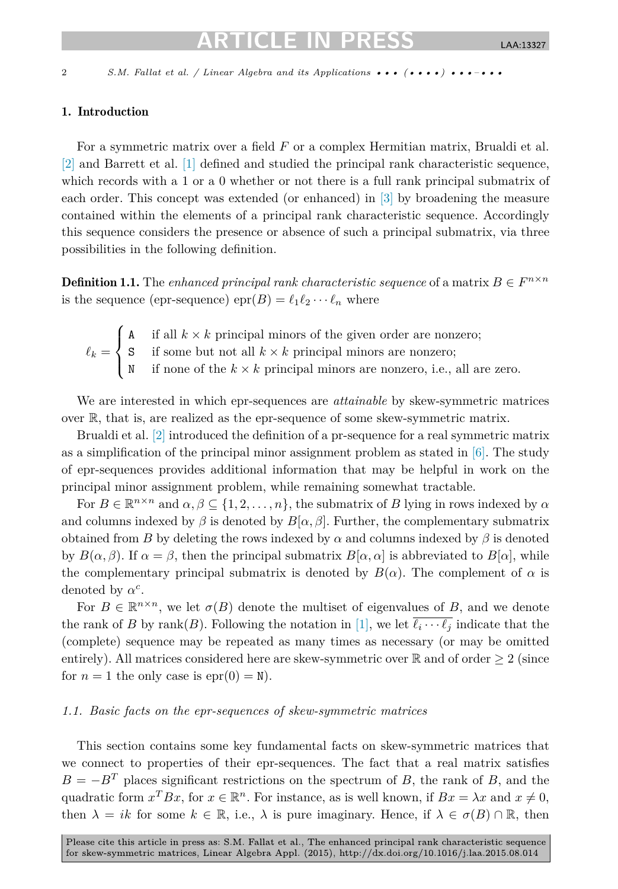## 1. Introduction

For a symmetric matrix over a field $F$ or a complex Hermitian matrix, Brualdi et al. [2] and Barrett et al. [1] defined and studied the principal rank characteristic sequence, which records with a 1 or a 0 whether or not there is a full rank principal submatrix of each order. This concept was extended (or enhanced) in [3] by broadening the measure contained within the elements of a principal rank characteristic sequence. Accordingly this sequence considers the presence or absence of such a principal submatrix, via three possibilities in the following definition.

**Definition 1.1.** The *enhanced principal rank characteristic sequence* of a matrix $B \in F^{n\times n}$ is the sequence (epr-sequence) $\mathrm{epr}(B) = \ell_1\ell_2 \cdots \ell_n$ where

$$\ell_k = \begin{cases} \mathtt{A} & \text{if all } k \times k \text{ principal minors of the given order are nonzero;} \\ \mathtt{S} & \text{if some but not all } k \times k \text{ principal minors are nonzero;} \\ \mathtt{N} & \text{if none of the } k \times k \text{ principal minors are nonzero, i.e., all are zero.} \end{cases}$$

We are interested in which epr-sequences are *attainable* by skew-symmetric matrices over $\mathbb{R}$, that is, are realized as the epr-sequence of some skew-symmetric matrix.

Brualdi et al. [2] introduced the definition of a pr-sequence for a real symmetric matrix as a simplification of the principal minor assignment problem as stated in [6]. The study of epr-sequences provides additional information that may be helpful in work on the principal minor assignment problem, while remaining somewhat tractable.

For $B \in \mathbb{R}^{n\times n}$ and $\alpha, \beta \subseteq \{1, 2, \dots, n\}$, the submatrix of $B$ lying in rows indexed by $\alpha$ and columns indexed by $\beta$ is denoted by $B[\alpha, \beta]$. Further, the complementary submatrix obtained from $B$ by deleting the rows indexed by $\alpha$ and columns indexed by $\beta$ is denoted by $B(\alpha, \beta)$. If $\alpha = \beta$, then the principal submatrix $B[\alpha, \alpha]$ is abbreviated to $B[\alpha]$, while the complementary principal submatrix is denoted by $B(\alpha)$. The complement of $\alpha$ is denoted by $\alpha^c$.

For $B \in \mathbb{R}^{n\times n}$, we let $\sigma(B)$ denote the multiset of eigenvalues of $B$, and we denote the rank of $B$ by $\mathrm{rank}(B)$. Following the notation in [1], we let $\overline{\ell_i \cdots \ell_j}$ indicate that the (complete) sequence may be repeated as many times as necessary (or may be omitted entirely). All matrices considered here are skew-symmetric over $\mathbb{R}$ and of order $\geq 2$ (since for $n = 1$ the only case is $\mathrm{epr}(0) = \mathtt{N}$).

### 1.1. Basic facts on the epr-sequences of skew-symmetric matrices

This section contains some key fundamental facts on skew-symmetric matrices that we connect to properties of their epr-sequences. The fact that a real matrix satisfies $B = -B^T$ places significant restrictions on the spectrum of $B$, the rank of $B$, and the quadratic form $x^TBx$, for $x \in \mathbb{R}^n$. For instance, as is well known, if $Bx = \lambda x$ and $x \neq 0$, then $\lambda = ik$ for some $k \in \mathbb{R}$, i.e., $\lambda$ is pure imaginary. Hence, if $\lambda \in \sigma(B) \cap \mathbb{R}$, then

Please cite this article in press as: S.M. Fallat et al., The enhanced principal rank characteristic sequence for skew-symmetric matrices, Linear Algebra Appl. (2015), http://dx.doi.org/10.1016/j.laa.2015.08.014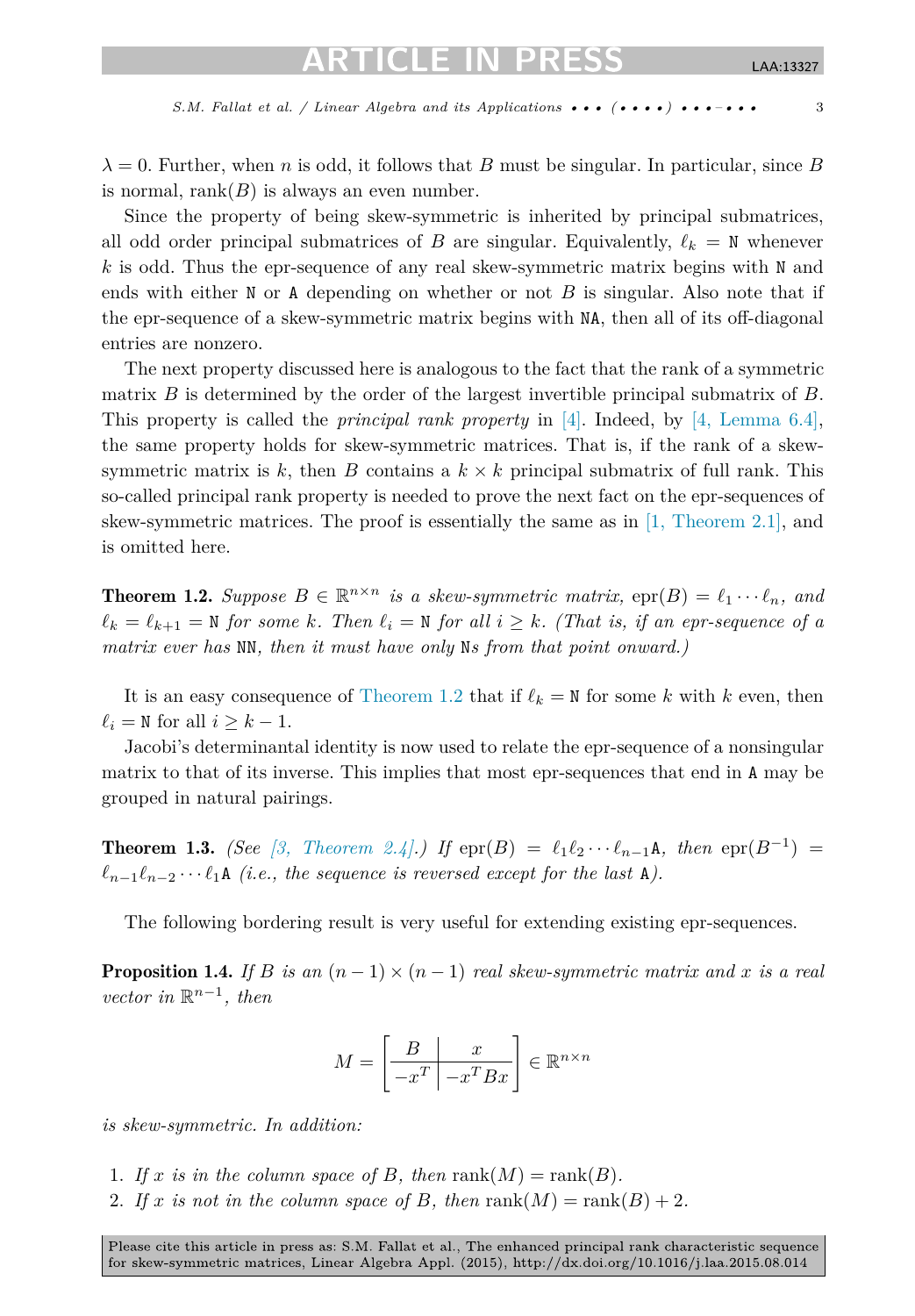$\lambda = 0$. Further, when $n$ is odd, it follows that $B$ must be singular. In particular, since $B$ is normal, $\operatorname{rank}(B)$ is always an even number.

Since the property of being skew-symmetric is inherited by principal submatrices, all odd order principal submatrices of $B$ are singular. Equivalently, $\ell_k = \mathtt{N}$ whenever $k$ is odd. Thus the epr-sequence of any real skew-symmetric matrix begins with N and ends with either N or A depending on whether or not $B$ is singular. Also note that if the epr-sequence of a skew-symmetric matrix begins with NA, then all of its off-diagonal entries are nonzero.

The next property discussed here is analogous to the fact that the rank of a symmetric matrix $B$ is determined by the order of the largest invertible principal submatrix of $B$. This property is called the *principal rank property* in [4]. Indeed, by [4, Lemma 6.4], the same property holds for skew-symmetric matrices. That is, if the rank of a skew-symmetric matrix is $k$, then $B$ contains a $k \times k$ principal submatrix of full rank. This so-called principal rank property is needed to prove the next fact on the epr-sequences of skew-symmetric matrices. The proof is essentially the same as in [1, Theorem 2.1], and is omitted here.

**Theorem 1.2.** *Suppose $B \in \mathbb{R}^{n\times n}$ is a skew-symmetric matrix, $\operatorname{epr}(B) = \ell_1 \cdots \ell_n$, and $\ell_k = \ell_{k+1} = \mathtt{N}$ for some $k$. Then $\ell_i = \mathtt{N}$ for all $i \geq k$. (That is, if an epr-sequence of a matrix ever has NN, then it must have only Ns from that point onward.)*

It is an easy consequence of Theorem 1.2 that if $\ell_k = \mathtt{N}$ for some $k$ with $k$ even, then $\ell_i = \mathtt{N}$ for all $i \geq k - 1$.

Jacobi's determinantal identity is now used to relate the epr-sequence of a nonsingular matrix to that of its inverse. This implies that most epr-sequences that end in A may be grouped in natural pairings.

**Theorem 1.3.** *(See [3, Theorem 2.4].) If $\operatorname{epr}(B) = \ell_1\ell_2 \cdots \ell_{n-1}\mathtt{A}$, then $\operatorname{epr}(B^{-1}) = \ell_{n-1}\ell_{n-2} \cdots \ell_1\mathtt{A}$ (i.e., the sequence is reversed except for the last A).*

The following bordering result is very useful for extending existing epr-sequences.

**Proposition 1.4.** *If $B$ is an $(n-1) \times (n-1)$ real skew-symmetric matrix and $x$ is a real vector in $\mathbb{R}^{n-1}$, then*

$$M = \left[\begin{array}{c|c} B & x \\ \hline -x^T & -x^T B x \end{array}\right] \in \mathbb{R}^{n\times n}$$

*is skew-symmetric. In addition:*

1. *If $x$ is in the column space of $B$, then $\operatorname{rank}(M) = \operatorname{rank}(B)$.*
2. *If $x$ is not in the column space of $B$, then $\operatorname{rank}(M) = \operatorname{rank}(B) + 2$.*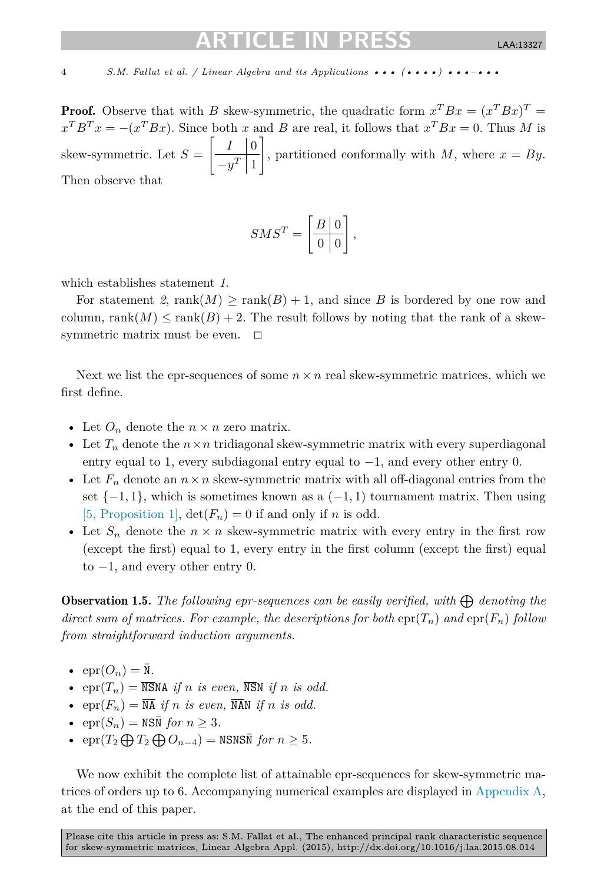**Proof.** Observe that with $B$ skew-symmetric, the quadratic form $x^T Bx = (x^T Bx)^T = x^T B^T x = -(x^T Bx)$. Since both $x$ and $B$ are real, it follows that $x^T Bx = 0$. Thus $M$ is skew-symmetric. Let $S = \left[\begin{array}{c|c} I & 0 \\ \hline -y^T & 1 \end{array}\right]$, partitioned conformally with $M$, where $x = By$. Then observe that

$$SMS^T = \left[\begin{array}{c|c} B & 0 \\ \hline 0 & 0 \end{array}\right],$$

which establishes statement *1*.

For statement *2*, $\operatorname{rank}(M) \geq \operatorname{rank}(B) + 1$, and since $B$ is bordered by one row and column, $\operatorname{rank}(M) \leq \operatorname{rank}(B) + 2$. The result follows by noting that the rank of a skew-symmetric matrix must be even. □

Next we list the epr-sequences of some $n \times n$ real skew-symmetric matrices, which we first define.

- Let $O_n$ denote the $n \times n$ zero matrix.
- Let $T_n$ denote the $n \times n$ tridiagonal skew-symmetric matrix with every superdiagonal entry equal to 1, every subdiagonal entry equal to $-1$, and every other entry 0.
- Let $F_n$ denote an $n \times n$ skew-symmetric matrix with all off-diagonal entries from the set $\{-1, 1\}$, which is sometimes known as a $(-1, 1)$ tournament matrix. Then using [5, Proposition 1], $\det(F_n) = 0$ if and only if $n$ is odd.
- Let $S_n$ denote the $n \times n$ skew-symmetric matrix with every entry in the first row (except the first) equal to 1, every entry in the first column (except the first) equal to $-1$, and every other entry 0.

**Observation 1.5.** *The following epr-sequences can be easily verified, with $\bigoplus$ denoting the direct sum of matrices. For example, the descriptions for both $\operatorname{epr}(T_n)$ and $\operatorname{epr}(F_n)$ follow from straightforward induction arguments.*

- $\operatorname{epr}(O_n) = \overline{\mathtt{N}}$.
- $\operatorname{epr}(T_n) = \overline{\mathtt{NS}}\mathtt{NA}$ *if $n$ is even,* $\overline{\mathtt{NS}}\mathtt{N}$ *if $n$ is odd.*
- $\operatorname{epr}(F_n) = \overline{\mathtt{NA}}$ *if $n$ is even,* $\overline{\mathtt{NA}}\mathtt{N}$ *if $n$ is odd.*
- $\operatorname{epr}(S_n) = \mathtt{NS}\overline{\mathtt{N}}$ *for $n \geq 3$.*
- $\operatorname{epr}(T_2 \bigoplus T_2 \bigoplus O_{n-4}) = \mathtt{NSNS}\overline{\mathtt{N}}$ *for $n \geq 5$.*

We now exhibit the complete list of attainable epr-sequences for skew-symmetric matrices of orders up to 6. Accompanying numerical examples are displayed in Appendix A, at the end of this paper.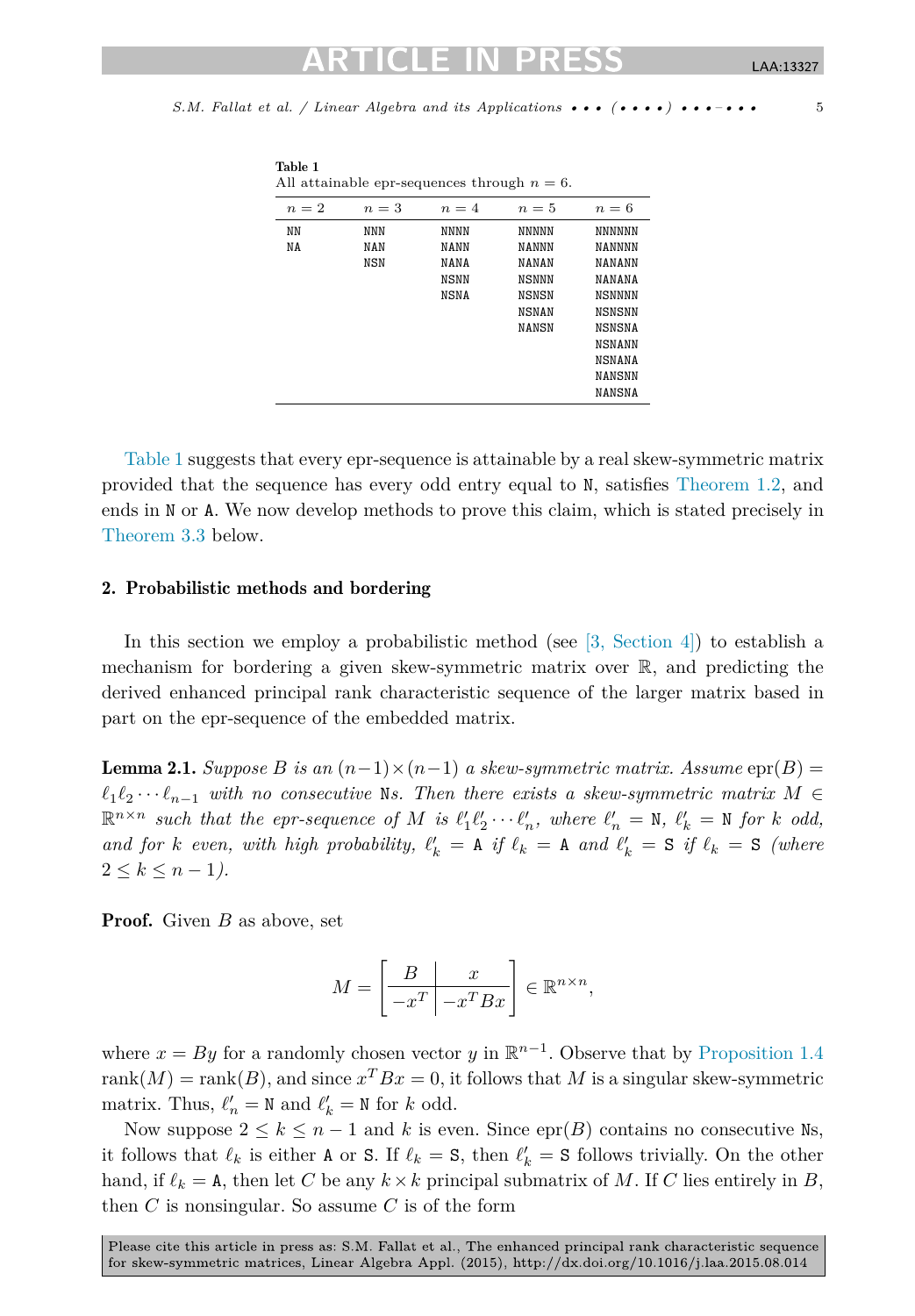**Table 1**
All attainable epr-sequences through $n = 6$.

| $n = 2$ | $n = 3$ | $n = 4$ | $n = 5$ | $n = 6$ |
|---|---|---|---|---|
| NN | NNN | NNNN | NNNNN | NNNNNN |
| NA | NAN | NANN | NANNN | NANNNN |
| | NSN | NANA | NANAN | NANANN |
| | | NSNN | NSNNN | NANANA |
| | | NSNA | NSNSN | NSNNNN |
| | | | NSNAN | NSNSNN |
| | | | NANSN | NSNSNA |
| | | | | NSNANN |
| | | | | NSNANA |
| | | | | NANSNN |
| | | | | NANSNA |

Table 1 suggests that every epr-sequence is attainable by a real skew-symmetric matrix provided that the sequence has every odd entry equal to N, satisfies Theorem 1.2, and ends in N or A. We now develop methods to prove this claim, which is stated precisely in Theorem 3.3 below.

## 2. Probabilistic methods and bordering

In this section we employ a probabilistic method (see [3, Section 4]) to establish a mechanism for bordering a given skew-symmetric matrix over $\mathbb{R}$, and predicting the derived enhanced principal rank characteristic sequence of the larger matrix based in part on the epr-sequence of the embedded matrix.

**Lemma 2.1.** *Suppose $B$ is an $(n-1)\times(n-1)$ a skew-symmetric matrix. Assume $\operatorname{epr}(B) = \ell_1\ell_2\cdots\ell_{n-1}$ with no consecutive Ns. Then there exists a skew-symmetric matrix $M \in \mathbb{R}^{n\times n}$ such that the epr-sequence of $M$ is $\ell_1'\ell_2'\cdots\ell_n'$, where $\ell_n' = \texttt{N}$, $\ell_k' = \texttt{N}$ for $k$ odd, and for $k$ even, with high probability, $\ell_k' = \texttt{A}$ if $\ell_k = \texttt{A}$ and $\ell_k' = \texttt{S}$ if $\ell_k = \texttt{S}$ (where $2 \le k \le n-1$).*

**Proof.** Given $B$ as above, set

$$M = \left[\begin{array}{c|c} B & x \\ \hline -x^T & -x^TBx \end{array}\right] \in \mathbb{R}^{n\times n},$$

where $x = By$ for a randomly chosen vector $y$ in $\mathbb{R}^{n-1}$. Observe that by Proposition 1.4 $\operatorname{rank}(M) = \operatorname{rank}(B)$, and since $x^TBx = 0$, it follows that $M$ is a singular skew-symmetric matrix. Thus, $\ell_n' = \texttt{N}$ and $\ell_k' = \texttt{N}$ for $k$ odd.

Now suppose $2 \le k \le n-1$ and $k$ is even. Since $\operatorname{epr}(B)$ contains no consecutive Ns, it follows that $\ell_k$ is either A or S. If $\ell_k = \texttt{S}$, then $\ell_k' = \texttt{S}$ follows trivially. On the other hand, if $\ell_k = \texttt{A}$, then let $C$ be any $k\times k$ principal submatrix of $M$. If $C$ lies entirely in $B$, then $C$ is nonsingular. So assume $C$ is of the form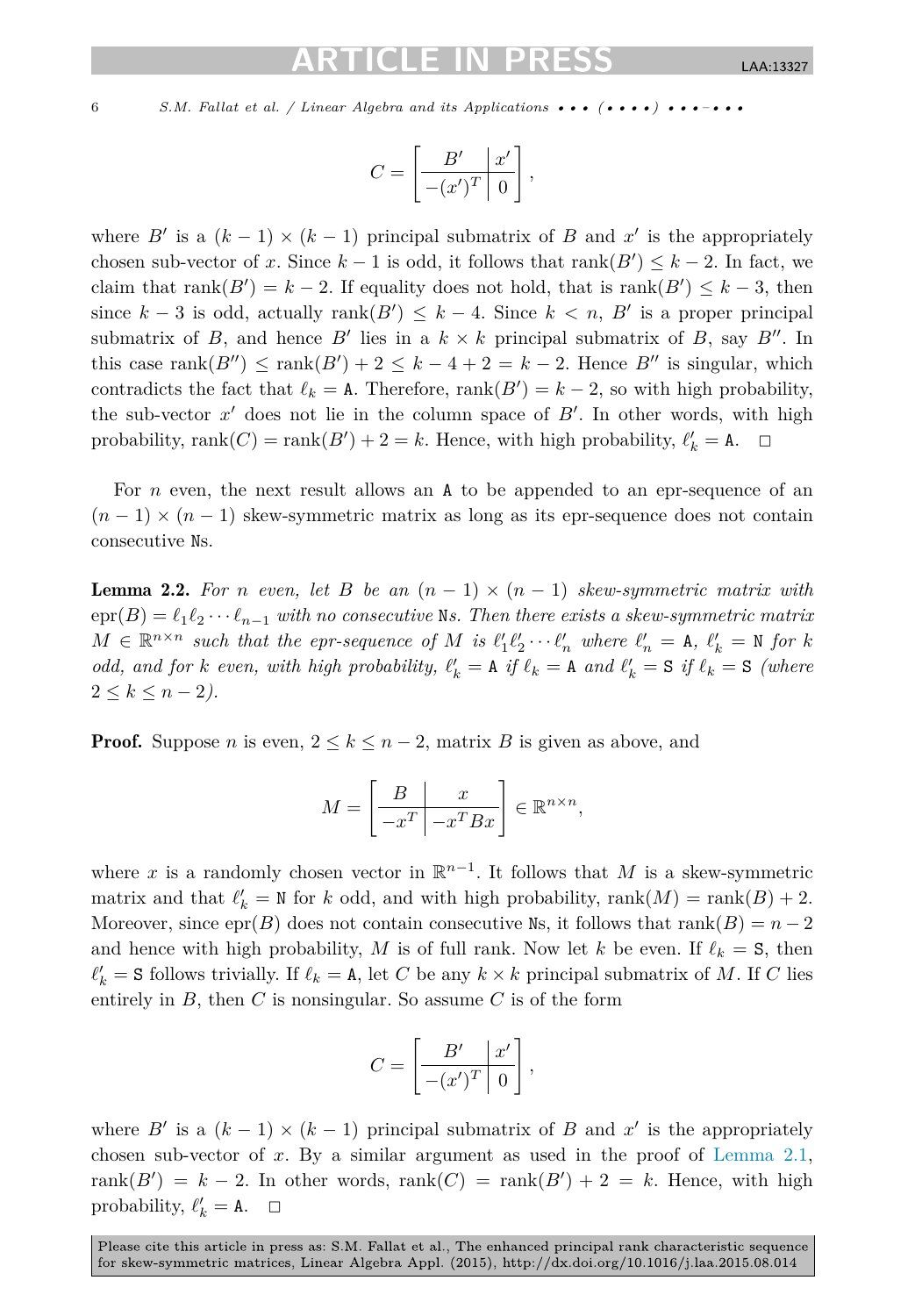$$C = \left[\begin{array}{c|c} B' & x' \\ \hline -(x')^T & 0 \end{array}\right],$$

where $B'$ is a $(k-1)\times(k-1)$ principal submatrix of $B$ and $x'$ is the appropriately chosen sub-vector of $x$. Since $k-1$ is odd, it follows that $\operatorname{rank}(B') \le k-2$. In fact, we claim that $\operatorname{rank}(B') = k-2$. If equality does not hold, that is $\operatorname{rank}(B') \le k-3$, then since $k-3$ is odd, actually $\operatorname{rank}(B') \le k-4$. Since $k < n$, $B'$ is a proper principal submatrix of $B$, and hence $B'$ lies in a $k \times k$ principal submatrix of $B$, say $B''$. In this case $\operatorname{rank}(B'') \le \operatorname{rank}(B') + 2 \le k-4+2 = k-2$. Hence $B''$ is singular, which contradicts the fact that $\ell_k = \mathtt{A}$. Therefore, $\operatorname{rank}(B') = k-2$, so with high probability, the sub-vector $x'$ does not lie in the column space of $B'$. In other words, with high probability, $\operatorname{rank}(C) = \operatorname{rank}(B') + 2 = k$. Hence, with high probability, $\ell'_k = \mathtt{A}$. □

For $n$ even, the next result allows an $\mathtt{A}$ to be appended to an epr-sequence of an $(n-1)\times(n-1)$ skew-symmetric matrix as long as its epr-sequence does not contain consecutive $\mathtt{N}$s.

**Lemma 2.2.** *For $n$ even, let $B$ be an $(n-1)\times(n-1)$ skew-symmetric matrix with $\operatorname{epr}(B) = \ell_1\ell_2\cdots\ell_{n-1}$ with no consecutive $\mathtt{N}$s. Then there exists a skew-symmetric matrix $M \in \mathbb{R}^{n\times n}$ such that the epr-sequence of $M$ is $\ell'_1\ell'_2\cdots\ell'_n$ where $\ell'_n = \mathtt{A}$, $\ell'_k = \mathtt{N}$ for $k$ odd, and for $k$ even, with high probability, $\ell'_k = \mathtt{A}$ if $\ell_k = \mathtt{A}$ and $\ell'_k = \mathtt{S}$ if $\ell_k = \mathtt{S}$ (where $2 \le k \le n-2$).*

**Proof.** Suppose $n$ is even, $2 \le k \le n-2$, matrix $B$ is given as above, and

$$M = \left[\begin{array}{c|c} B & x \\ \hline -x^T & -x^T B x \end{array}\right] \in \mathbb{R}^{n\times n},$$

where $x$ is a randomly chosen vector in $\mathbb{R}^{n-1}$. It follows that $M$ is a skew-symmetric matrix and that $\ell'_k = \mathtt{N}$ for $k$ odd, and with high probability, $\operatorname{rank}(M) = \operatorname{rank}(B) + 2$. Moreover, since $\operatorname{epr}(B)$ does not contain consecutive $\mathtt{N}$s, it follows that $\operatorname{rank}(B) = n-2$ and hence with high probability, $M$ is of full rank. Now let $k$ be even. If $\ell_k = \mathtt{S}$, then $\ell'_k = \mathtt{S}$ follows trivially. If $\ell_k = \mathtt{A}$, let $C$ be any $k\times k$ principal submatrix of $M$. If $C$ lies entirely in $B$, then $C$ is nonsingular. So assume $C$ is of the form

$$C = \left[\begin{array}{c|c} B' & x' \\ \hline -(x')^T & 0 \end{array}\right],$$

where $B'$ is a $(k-1)\times(k-1)$ principal submatrix of $B$ and $x'$ is the appropriately chosen sub-vector of $x$. By a similar argument as used in the proof of Lemma 2.1, $\operatorname{rank}(B') = k-2$. In other words, $\operatorname{rank}(C) = \operatorname{rank}(B') + 2 = k$. Hence, with high probability, $\ell'_k = \mathtt{A}$. □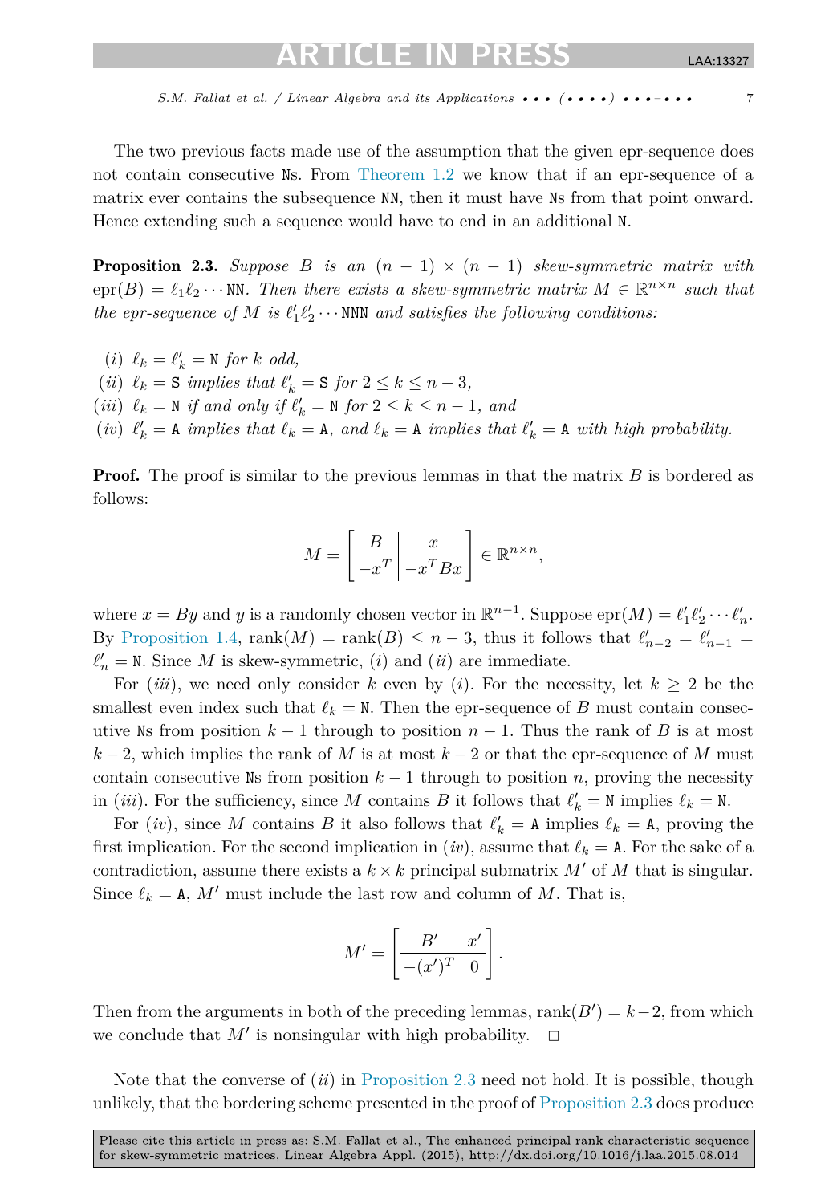The two previous facts made use of the assumption that the given epr-sequence does not contain consecutive Ns. From Theorem 1.2 we know that if an epr-sequence of a matrix ever contains the subsequence NN, then it must have Ns from that point onward. Hence extending such a sequence would have to end in an additional N.

**Proposition 2.3.** *Suppose $B$ is an $(n-1)\times(n-1)$ skew-symmetric matrix with $\operatorname{epr}(B) = \ell_1\ell_2\cdots\mathtt{NN}$. Then there exists a skew-symmetric matrix $M \in \mathbb{R}^{n\times n}$ such that the epr-sequence of $M$ is $\ell_1'\ell_2'\cdots\mathtt{NNN}$ and satisfies the following conditions:*

- $(i)$ *$\ell_k = \ell_k' = \mathtt{N}$ for $k$ odd,*
- $(ii)$ *$\ell_k = \mathtt{S}$ implies that $\ell_k' = \mathtt{S}$ for $2 \le k \le n-3$,*
- $(iii)$ *$\ell_k = \mathtt{N}$ if and only if $\ell_k' = \mathtt{N}$ for $2 \le k \le n-1$, and*
- $(iv)$ *$\ell_k' = \mathtt{A}$ implies that $\ell_k = \mathtt{A}$, and $\ell_k = \mathtt{A}$ implies that $\ell_k' = \mathtt{A}$ with high probability.*

**Proof.** The proof is similar to the previous lemmas in that the matrix $B$ is bordered as follows:

$$M = \left[\begin{array}{c|c} B & x \\ \hline -x^T & -x^T Bx \end{array}\right] \in \mathbb{R}^{n\times n},$$

where $x = By$ and $y$ is a randomly chosen vector in $\mathbb{R}^{n-1}$. Suppose $\operatorname{epr}(M) = \ell_1'\ell_2'\cdots\ell_n'$. By Proposition 1.4, $\operatorname{rank}(M) = \operatorname{rank}(B) \le n-3$, thus it follows that $\ell_{n-2}' = \ell_{n-1}' = \ell_n' = \mathtt{N}$. Since $M$ is skew-symmetric, $(i)$ and $(ii)$ are immediate.

For $(iii)$, we need only consider $k$ even by $(i)$. For the necessity, let $k \ge 2$ be the smallest even index such that $\ell_k = \mathtt{N}$. Then the epr-sequence of $B$ must contain consecutive Ns from position $k-1$ through to position $n-1$. Thus the rank of $B$ is at most $k-2$, which implies the rank of $M$ is at most $k-2$ or that the epr-sequence of $M$ must contain consecutive Ns from position $k-1$ through to position $n$, proving the necessity in $(iii)$. For the sufficiency, since $M$ contains $B$ it follows that $\ell_k' = \mathtt{N}$ implies $\ell_k = \mathtt{N}$.

For $(iv)$, since $M$ contains $B$ it also follows that $\ell_k' = \mathtt{A}$ implies $\ell_k = \mathtt{A}$, proving the first implication. For the second implication in $(iv)$, assume that $\ell_k = \mathtt{A}$. For the sake of a contradiction, assume there exists a $k\times k$ principal submatrix $M'$ of $M$ that is singular. Since $\ell_k = \mathtt{A}$, $M'$ must include the last row and column of $M$. That is,

$$M' = \left[\begin{array}{c|c} B' & x' \\ \hline -(x')^T & 0 \end{array}\right].$$

Then from the arguments in both of the preceding lemmas, $\operatorname{rank}(B') = k-2$, from which we conclude that $M'$ is nonsingular with high probability. $\square$

Note that the converse of $(ii)$ in Proposition 2.3 need not hold. It is possible, though unlikely, that the bordering scheme presented in the proof of Proposition 2.3 does produce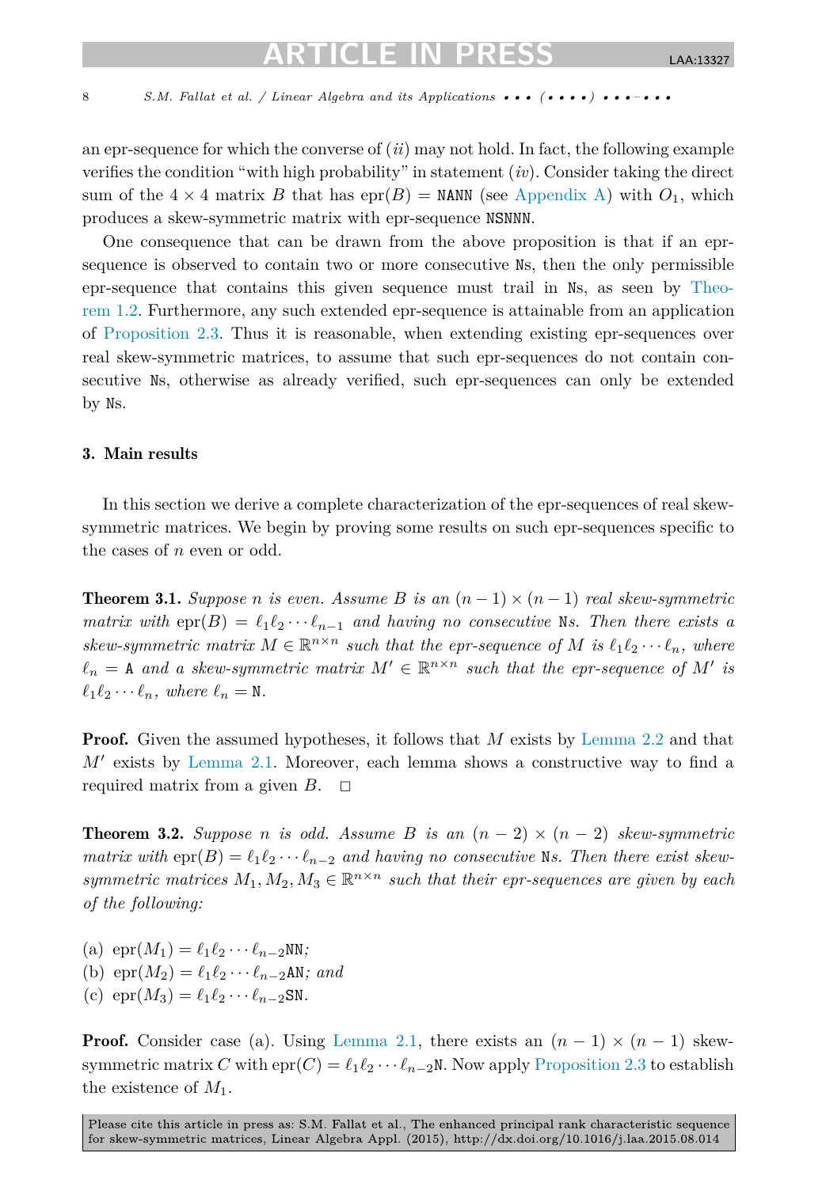an epr-sequence for which the converse of (*ii*) may not hold. In fact, the following example verifies the condition "with high probability" in statement (*iv*). Consider taking the direct sum of the $4 \times 4$ matrix $B$ that has $\mathrm{epr}(B) = \mathtt{NANN}$ (see Appendix A) with $O_1$, which produces a skew-symmetric matrix with epr-sequence $\mathtt{NSNNN}$.

One consequence that can be drawn from the above proposition is that if an epr-sequence is observed to contain two or more consecutive Ns, then the only permissible epr-sequence that contains this given sequence must trail in Ns, as seen by Theorem 1.2. Furthermore, any such extended epr-sequence is attainable from an application of Proposition 2.3. Thus it is reasonable, when extending existing epr-sequences over real skew-symmetric matrices, to assume that such epr-sequences do not contain consecutive Ns, otherwise as already verified, such epr-sequences can only be extended by Ns.

## 3. Main results

In this section we derive a complete characterization of the epr-sequences of real skew-symmetric matrices. We begin by proving some results on such epr-sequences specific to the cases of $n$ even or odd.

**Theorem 3.1.** *Suppose $n$ is even. Assume $B$ is an $(n-1) \times (n-1)$ real skew-symmetric matrix with $\mathrm{epr}(B) = \ell_1 \ell_2 \cdots \ell_{n-1}$ and having no consecutive Ns. Then there exists a skew-symmetric matrix $M \in \mathbb{R}^{n \times n}$ such that the epr-sequence of $M$ is $\ell_1 \ell_2 \cdots \ell_n$, where $\ell_n = \mathtt{A}$ and a skew-symmetric matrix $M' \in \mathbb{R}^{n \times n}$ such that the epr-sequence of $M'$ is $\ell_1 \ell_2 \cdots \ell_n$, where $\ell_n = \mathtt{N}$.*

**Proof.** Given the assumed hypotheses, it follows that $M$ exists by Lemma 2.2 and that $M'$ exists by Lemma 2.1. Moreover, each lemma shows a constructive way to find a required matrix from a given $B$. $\square$

**Theorem 3.2.** *Suppose $n$ is odd. Assume $B$ is an $(n-2) \times (n-2)$ skew-symmetric matrix with $\mathrm{epr}(B) = \ell_1 \ell_2 \cdots \ell_{n-2}$ and having no consecutive Ns. Then there exist skew-symmetric matrices $M_1, M_2, M_3 \in \mathbb{R}^{n \times n}$ such that their epr-sequences are given by each of the following:*

(a) $\mathrm{epr}(M_1) = \ell_1 \ell_2 \cdots \ell_{n-2}\mathtt{NN}$;
(b) $\mathrm{epr}(M_2) = \ell_1 \ell_2 \cdots \ell_{n-2}\mathtt{AN}$; *and*
(c) $\mathrm{epr}(M_3) = \ell_1 \ell_2 \cdots \ell_{n-2}\mathtt{SN}$.

**Proof.** Consider case (a). Using Lemma 2.1, there exists an $(n-1) \times (n-1)$ skew-symmetric matrix $C$ with $\mathrm{epr}(C) = \ell_1 \ell_2 \cdots \ell_{n-2}\mathtt{N}$. Now apply Proposition 2.3 to establish the existence of $M_1$.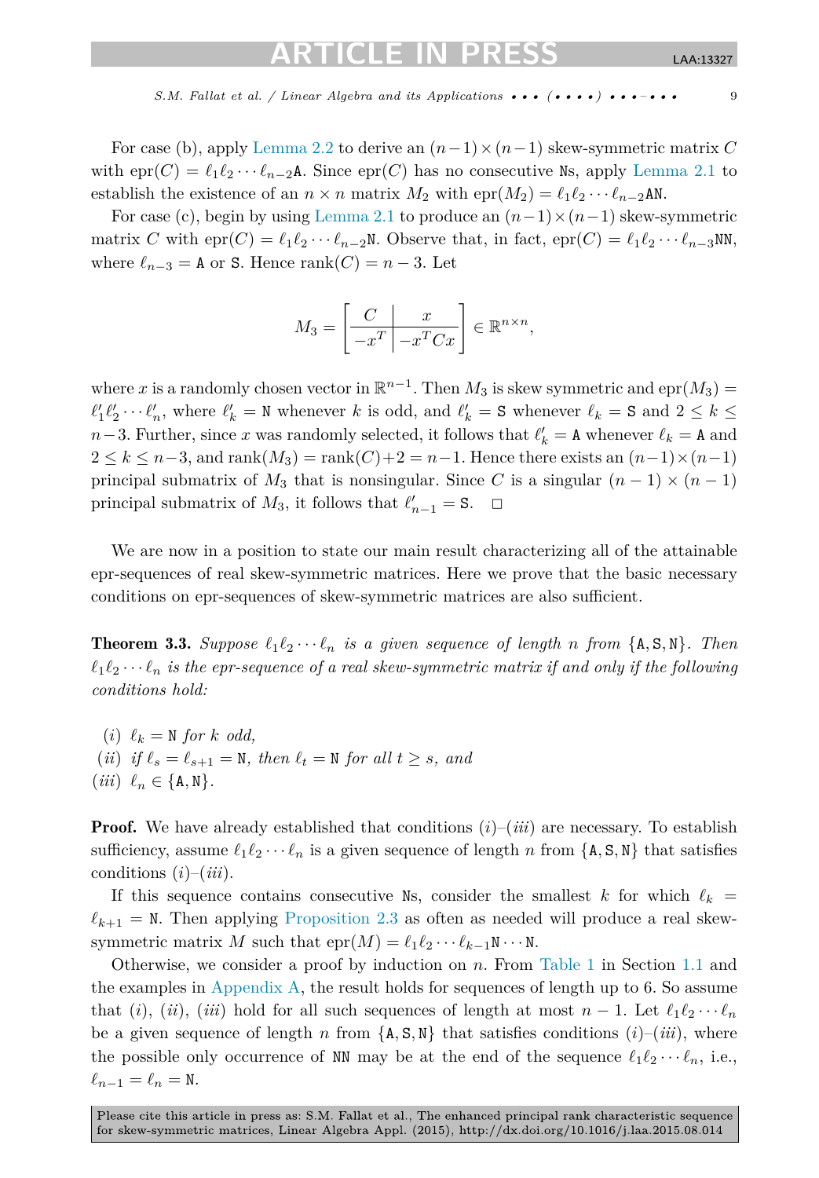For case (b), apply Lemma 2.2 to derive an $(n-1)\times(n-1)$ skew-symmetric matrix $C$ with $\text{epr}(C) = \ell_1\ell_2\cdots\ell_{n-2}\texttt{A}$. Since $\text{epr}(C)$ has no consecutive Ns, apply Lemma 2.1 to establish the existence of an $n \times n$ matrix $M_2$ with $\text{epr}(M_2) = \ell_1\ell_2\cdots\ell_{n-2}\texttt{AN}$.

For case (c), begin by using Lemma 2.1 to produce an $(n-1)\times(n-1)$ skew-symmetric matrix $C$ with $\text{epr}(C) = \ell_1\ell_2\cdots\ell_{n-2}\texttt{N}$. Observe that, in fact, $\text{epr}(C) = \ell_1\ell_2\cdots\ell_{n-3}\texttt{NN}$, where $\ell_{n-3} = \texttt{A}$ or $\texttt{S}$. Hence $\text{rank}(C) = n-3$. Let

$$M_3 = \left[\begin{array}{c|c} C & x \\ \hline -x^T & -x^TCx \end{array}\right] \in \mathbb{R}^{n\times n},$$

where $x$ is a randomly chosen vector in $\mathbb{R}^{n-1}$. Then $M_3$ is skew symmetric and $\text{epr}(M_3) = \ell_1'\ell_2'\cdots\ell_n'$, where $\ell_k' = \texttt{N}$ whenever $k$ is odd, and $\ell_k' = \texttt{S}$ whenever $\ell_k = \texttt{S}$ and $2 \le k \le n-3$. Further, since $x$ was randomly selected, it follows that $\ell_k' = \texttt{A}$ whenever $\ell_k = \texttt{A}$ and $2 \le k \le n-3$, and $\text{rank}(M_3) = \text{rank}(C)+2 = n-1$. Hence there exists an $(n-1)\times(n-1)$ principal submatrix of $M_3$ that is nonsingular. Since $C$ is a singular $(n-1)\times(n-1)$ principal submatrix of $M_3$, it follows that $\ell_{n-1}' = \texttt{S}$. $\square$

We are now in a position to state our main result characterizing all of the attainable epr-sequences of real skew-symmetric matrices. Here we prove that the basic necessary conditions on epr-sequences of skew-symmetric matrices are also sufficient.

**Theorem 3.3.** *Suppose $\ell_1\ell_2\cdots\ell_n$ is a given sequence of length $n$ from $\{\texttt{A},\texttt{S},\texttt{N}\}$. Then $\ell_1\ell_2\cdots\ell_n$ is the epr-sequence of a real skew-symmetric matrix if and only if the following conditions hold:*

*(i)* $\ell_k = \texttt{N}$ *for $k$ odd,*
*(ii)* *if $\ell_s = \ell_{s+1} = \texttt{N}$, then $\ell_t = \texttt{N}$ for all $t \ge s$, and*
*(iii)* $\ell_n \in \{\texttt{A},\texttt{N}\}$.

**Proof.** We have already established that conditions $(i)$–$(iii)$ are necessary. To establish sufficiency, assume $\ell_1\ell_2\cdots\ell_n$ is a given sequence of length $n$ from $\{\texttt{A},\texttt{S},\texttt{N}\}$ that satisfies conditions $(i)$–$(iii)$.

If this sequence contains consecutive Ns, consider the smallest $k$ for which $\ell_k = \ell_{k+1} = \texttt{N}$. Then applying Proposition 2.3 as often as needed will produce a real skew-symmetric matrix $M$ such that $\text{epr}(M) = \ell_1\ell_2\cdots\ell_{k-1}\texttt{N}\cdots\texttt{N}$.

Otherwise, we consider a proof by induction on $n$. From Table 1 in Section 1.1 and the examples in Appendix A, the result holds for sequences of length up to 6. So assume that $(i)$, $(ii)$, $(iii)$ hold for all such sequences of length at most $n-1$. Let $\ell_1\ell_2\cdots\ell_n$ be a given sequence of length $n$ from $\{\texttt{A},\texttt{S},\texttt{N}\}$ that satisfies conditions $(i)$–$(iii)$, where the possible only occurrence of NN may be at the end of the sequence $\ell_1\ell_2\cdots\ell_n$, i.e., $\ell_{n-1} = \ell_n = \texttt{N}$.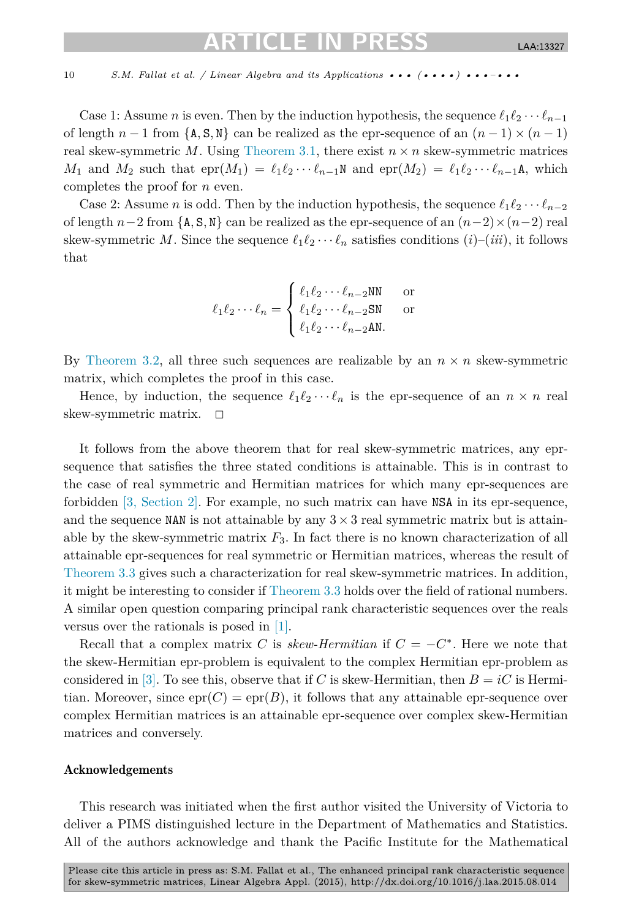Case 1: Assume $n$ is even. Then by the induction hypothesis, the sequence $\ell_1\ell_2\cdots\ell_{n-1}$ of length $n-1$ from $\{\mathtt{A},\mathtt{S},\mathtt{N}\}$ can be realized as the epr-sequence of an $(n-1)\times(n-1)$ real skew-symmetric $M$. Using Theorem 3.1, there exist $n\times n$ skew-symmetric matrices $M_1$ and $M_2$ such that $\text{epr}(M_1) = \ell_1\ell_2\cdots\ell_{n-1}\mathtt{N}$ and $\text{epr}(M_2) = \ell_1\ell_2\cdots\ell_{n-1}\mathtt{A}$, which completes the proof for $n$ even.

Case 2: Assume $n$ is odd. Then by the induction hypothesis, the sequence $\ell_1\ell_2\cdots\ell_{n-2}$ of length $n-2$ from $\{\mathtt{A},\mathtt{S},\mathtt{N}\}$ can be realized as the epr-sequence of an $(n-2)\times(n-2)$ real skew-symmetric $M$. Since the sequence $\ell_1\ell_2\cdots\ell_n$ satisfies conditions $(i)$–$(iii)$, it follows that

$$\ell_1\ell_2\cdots\ell_n = \begin{cases} \ell_1\ell_2\cdots\ell_{n-2}\mathtt{NN} & \text{or} \\ \ell_1\ell_2\cdots\ell_{n-2}\mathtt{SN} & \text{or} \\ \ell_1\ell_2\cdots\ell_{n-2}\mathtt{AN}. & \end{cases}$$

By Theorem 3.2, all three such sequences are realizable by an $n\times n$ skew-symmetric matrix, which completes the proof in this case.

Hence, by induction, the sequence $\ell_1\ell_2\cdots\ell_n$ is the epr-sequence of an $n\times n$ real skew-symmetric matrix. □

It follows from the above theorem that for real skew-symmetric matrices, any epr-sequence that satisfies the three stated conditions is attainable. This is in contrast to the case of real symmetric and Hermitian matrices for which many epr-sequences are forbidden [3, Section 2]. For example, no such matrix can have NSA in its epr-sequence, and the sequence NAN is not attainable by any $3\times 3$ real symmetric matrix but is attainable by the skew-symmetric matrix $F_3$. In fact there is no known characterization of all attainable epr-sequences for real symmetric or Hermitian matrices, whereas the result of Theorem 3.3 gives such a characterization for real skew-symmetric matrices. In addition, it might be interesting to consider if Theorem 3.3 holds over the field of rational numbers. A similar open question comparing principal rank characteristic sequences over the reals versus over the rationals is posed in [1].

Recall that a complex matrix $C$ is *skew-Hermitian* if $C = -C^*$. Here we note that the skew-Hermitian epr-problem is equivalent to the complex Hermitian epr-problem as considered in [3]. To see this, observe that if $C$ is skew-Hermitian, then $B = iC$ is Hermitian. Moreover, since $\text{epr}(C) = \text{epr}(B)$, it follows that any attainable epr-sequence over complex Hermitian matrices is an attainable epr-sequence over complex skew-Hermitian matrices and conversely.

## Acknowledgements

This research was initiated when the first author visited the University of Victoria to deliver a PIMS distinguished lecture in the Department of Mathematics and Statistics. All of the authors acknowledge and thank the Pacific Institute for the Mathematical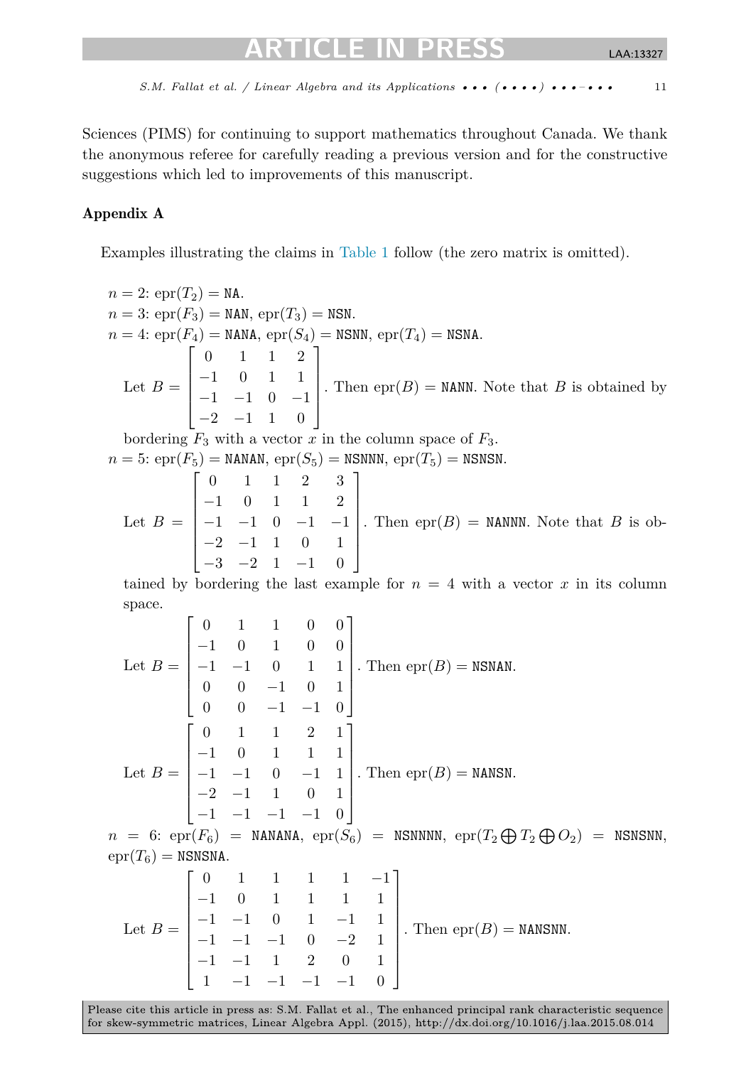Sciences (PIMS) for continuing to support mathematics throughout Canada. We thank the anonymous referee for carefully reading a previous version and for the constructive suggestions which led to improvements of this manuscript.

## Appendix A

Examples illustrating the claims in Table 1 follow (the zero matrix is omitted).

$n = 2$: $\text{epr}(T_2) = \texttt{NA}$.
$n = 3$: $\text{epr}(F_3) = \texttt{NAN}$, $\text{epr}(T_3) = \texttt{NSN}$.
$n = 4$: $\text{epr}(F_4) = \texttt{NANA}$, $\text{epr}(S_4) = \texttt{NSNN}$, $\text{epr}(T_4) = \texttt{NSNA}$.

Let $B = \begin{bmatrix} 0 & 1 & 1 & 2 \\ -1 & 0 & 1 & 1 \\ -1 & -1 & 0 & -1 \\ -2 & -1 & 1 & 0 \end{bmatrix}$. Then $\text{epr}(B) = \texttt{NANN}$. Note that $B$ is obtained by bordering $F_3$ with a vector $x$ in the column space of $F_3$.

$n = 5$: $\text{epr}(F_5) = \texttt{NANAN}$, $\text{epr}(S_5) = \texttt{NSNNN}$, $\text{epr}(T_5) = \texttt{NSNSN}$.

Let $B = \begin{bmatrix} 0 & 1 & 1 & 2 & 3 \\ -1 & 0 & 1 & 1 & 2 \\ -1 & -1 & 0 & -1 & -1 \\ -2 & -1 & 1 & 0 & 1 \\ -3 & -2 & 1 & -1 & 0 \end{bmatrix}$. Then $\text{epr}(B) = \texttt{NANNN}$. Note that $B$ is obtained by bordering the last example for $n = 4$ with a vector $x$ in its column space.

Let $B = \begin{bmatrix} 0 & 1 & 1 & 0 & 0 \\ -1 & 0 & 1 & 0 & 0 \\ -1 & -1 & 0 & 1 & 1 \\ 0 & 0 & -1 & 0 & 1 \\ 0 & 0 & -1 & -1 & 0 \end{bmatrix}$. Then $\text{epr}(B) = \texttt{NSNAN}$.

Let $B = \begin{bmatrix} 0 & 1 & 1 & 2 & 1 \\ -1 & 0 & 1 & 1 & 1 \\ -1 & -1 & 0 & -1 & 1 \\ -2 & -1 & 1 & 0 & 1 \\ -1 & -1 & -1 & -1 & 0 \end{bmatrix}$. Then $\text{epr}(B) = \texttt{NANSN}$.

$n = 6$: $\text{epr}(F_6) = \texttt{NANANA}$, $\text{epr}(S_6) = \texttt{NSNNNN}$, $\text{epr}(T_2 \bigoplus T_2 \bigoplus O_2) = \texttt{NSNSNN}$, $\text{epr}(T_6) = \texttt{NSNSNA}$.

Let $B = \begin{bmatrix} 0 & 1 & 1 & 1 & 1 & -1 \\ -1 & 0 & 1 & 1 & 1 & 1 \\ -1 & -1 & 0 & 1 & -1 & 1 \\ -1 & -1 & -1 & 0 & -2 & 1 \\ -1 & -1 & 1 & 2 & 0 & 1 \\ 1 & -1 & -1 & -1 & -1 & 0 \end{bmatrix}$. Then $\text{epr}(B) = \texttt{NANSNN}$.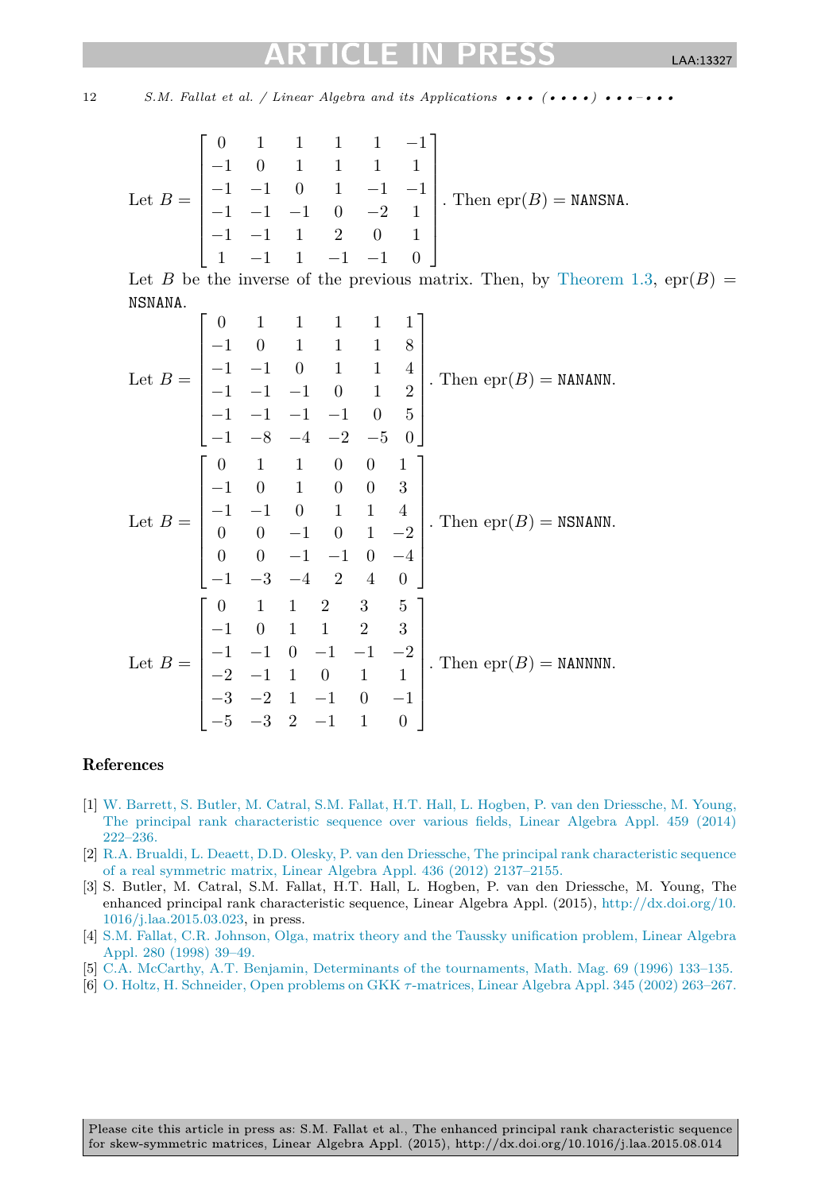Let $B = \begin{bmatrix} 0 & 1 & 1 & 1 & 1 & -1 \\ -1 & 0 & 1 & 1 & 1 & 1 \\ -1 & -1 & 0 & 1 & -1 & -1 \\ -1 & -1 & -1 & 0 & -2 & 1 \\ -1 & -1 & 1 & 2 & 0 & 1 \\ 1 & -1 & 1 & -1 & -1 & 0 \end{bmatrix}$. Then $\text{epr}(B) = \mathtt{NANSNA}$.

Let $B$ be the inverse of the previous matrix. Then, by Theorem 1.3, $\text{epr}(B) = \mathtt{NSNANA}$.

Let $B = \begin{bmatrix} 0 & 1 & 1 & 1 & 1 & 1 \\ -1 & 0 & 1 & 1 & 1 & 8 \\ -1 & -1 & 0 & 1 & 1 & 4 \\ -1 & -1 & -1 & 0 & 1 & 2 \\ -1 & -1 & -1 & -1 & 0 & 5 \\ -1 & -8 & -4 & -2 & -5 & 0 \end{bmatrix}$. Then $\text{epr}(B) = \mathtt{NANANN}$.

Let $B = \begin{bmatrix} 0 & 1 & 1 & 0 & 0 & 1 \\ -1 & 0 & 1 & 0 & 0 & 3 \\ -1 & -1 & 0 & 1 & 1 & 4 \\ 0 & 0 & -1 & 0 & 1 & -2 \\ 0 & 0 & -1 & -1 & 0 & -4 \\ -1 & -3 & -4 & 2 & 4 & 0 \end{bmatrix}$. Then $\text{epr}(B) = \mathtt{NSNANN}$.

Let $B = \begin{bmatrix} 0 & 1 & 1 & 2 & 3 & 5 \\ -1 & 0 & 1 & 1 & 2 & 3 \\ -1 & -1 & 0 & -1 & -1 & -2 \\ -2 & -1 & 1 & 0 & 1 & 1 \\ -3 & -2 & 1 & -1 & 0 & -1 \\ -5 & -3 & 2 & -1 & 1 & 0 \end{bmatrix}$. Then $\text{epr}(B) = \mathtt{NANNNN}$.

## References

[1] W. Barrett, S. Butler, M. Catral, S.M. Fallat, H.T. Hall, L. Hogben, P. van den Driessche, M. Young, The principal rank characteristic sequence over various fields, Linear Algebra Appl. 459 (2014) 222–236.

[2] R.A. Brualdi, L. Deaett, D.D. Olesky, P. van den Driessche, The principal rank characteristic sequence of a real symmetric matrix, Linear Algebra Appl. 436 (2012) 2137–2155.

[3] S. Butler, M. Catral, S.M. Fallat, H.T. Hall, L. Hogben, P. van den Driessche, M. Young, The enhanced principal rank characteristic sequence, Linear Algebra Appl. (2015), http://dx.doi.org/10.1016/j.laa.2015.03.023, in press.

[4] S.M. Fallat, C.R. Johnson, Olga, matrix theory and the Taussky unification problem, Linear Algebra Appl. 280 (1998) 39–49.

[5] C.A. McCarthy, A.T. Benjamin, Determinants of the tournaments, Math. Mag. 69 (1996) 133–135.

[6] O. Holtz, H. Schneider, Open problems on GKK $\tau$-matrices, Linear Algebra Appl. 345 (2002) 263–267.